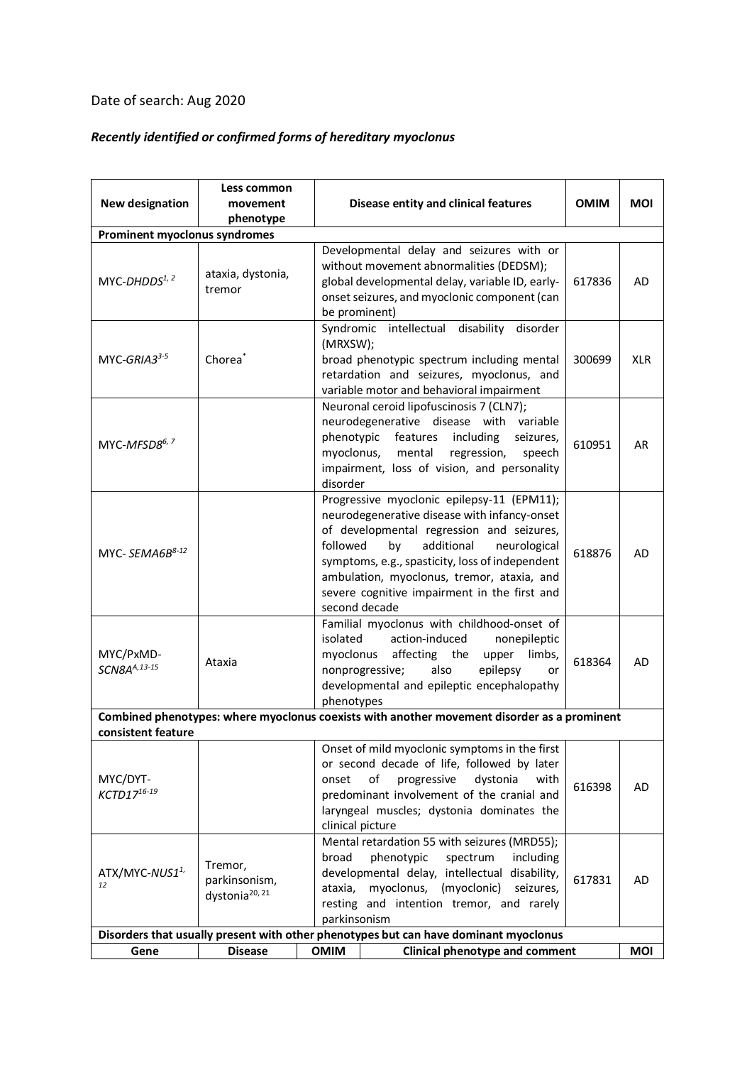Date of search: Aug 2020

## *Recently identified or confirmed forms of hereditary myoclonus*

| New designation | Less common movement phenotype | Disease entity and clinical features | OMIM | MOI |
|---|---|---|---|---|
| **Prominent myoclonus syndromes** | | | | |
| MYC-*DHDDS*[1, 2] | ataxia, dystonia, tremor | Developmental delay and seizures with or without movement abnormalities (DEDSM); global developmental delay, variable ID, early-onset seizures, and myoclonic component (can be prominent) | 617836 | AD |
| MYC-*GRIA3*[3-5] | Chorea[*] | Syndromic intellectual disability disorder (MRXSW); broad phenotypic spectrum including mental retardation and seizures, myoclonus, and variable motor and behavioral impairment | 300699 | XLR |
| MYC-*MFSD8*[6, 7] | | Neuronal ceroid lipofuscinosis 7 (CLN7); neurodegenerative disease with variable phenotypic features including seizures, myoclonus, mental regression, speech impairment, loss of vision, and personality disorder | 610951 | AR |
| MYC- *SEMA6B*[8-12] | | Progressive myoclonic epilepsy-11 (EPM11); neurodegenerative disease with infancy-onset of developmental regression and seizures, followed by additional neurological symptoms, e.g., spasticity, loss of independent ambulation, myoclonus, tremor, ataxia, and severe cognitive impairment in the first and second decade | 618876 | AD |
| MYC/PxMD-*SCN8A*[A,13-15] | Ataxia | Familial myoclonus with childhood-onset of isolated action-induced nonepileptic myoclonus affecting the upper limbs, nonprogressive; also epilepsy or developmental and epileptic encephalopathy phenotypes | 618364 | AD |
| **Combined phenotypes: where myoclonus coexists with another movement disorder as a prominent consistent feature** | | | | |
| MYC/DYT-*KCTD17*[16-19] | | Onset of mild myoclonic symptoms in the first or second decade of life, followed by later onset of progressive dystonia with predominant involvement of the cranial and laryngeal muscles; dystonia dominates the clinical picture | 616398 | AD |
| ATX/MYC-*NUS1*[1, 12] | Tremor, parkinsonism, dystonia[20, 21] | Mental retardation 55 with seizures (MRD55); broad phenotypic spectrum including developmental delay, intellectual disability, ataxia, myoclonus, (myoclonic) seizures, resting and intention tremor, and rarely parkinsonism | 617831 | AD |

**Disorders that usually present with other phenotypes but can have dominant myoclonus**

| Gene | Disease | OMIM | Clinical phenotype and comment | MOI |
|---|---|---|---|---|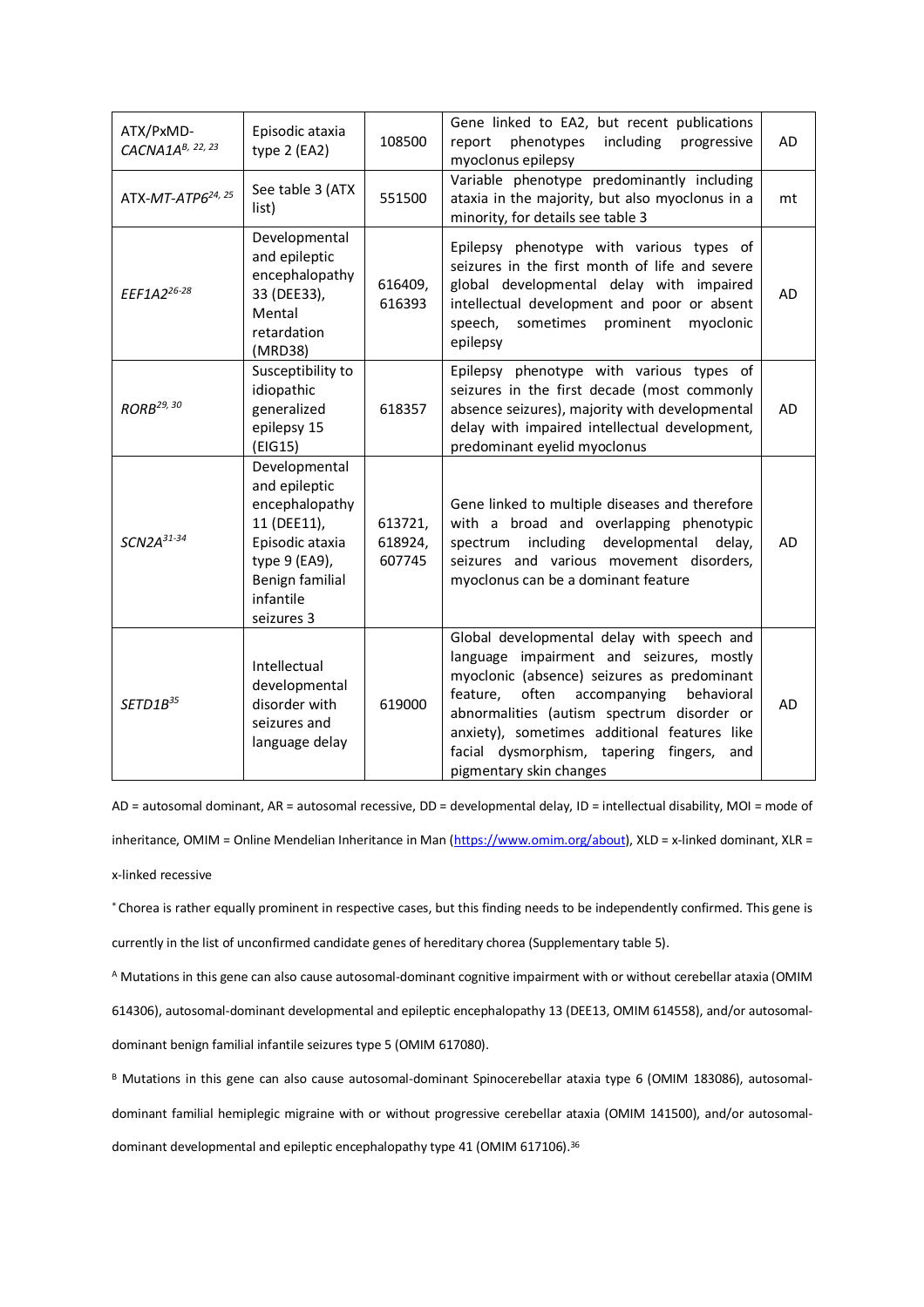| ATX/PxMD-*CACNA1A*[B, 22, 23] | Episodic ataxia type 2 (EA2) | 108500 | Gene linked to EA2, but recent publications report phenotypes including progressive myoclonus epilepsy | AD |
|---|---|---|---|---|
| ATX-*MT-ATP6*[24, 25] | See table 3 (ATX list) | 551500 | Variable phenotype predominantly including ataxia in the majority, but also myoclonus in a minority, for details see table 3 | mt |
| *EEF1A2*[26-28] | Developmental and epileptic encephalopathy 33 (DEE33), Mental retardation (MRD38) | 616409, 616393 | Epilepsy phenotype with various types of seizures in the first month of life and severe global developmental delay with impaired intellectual development and poor or absent speech, sometimes prominent myoclonic epilepsy | AD |
| *RORB*[29, 30] | Susceptibility to idiopathic generalized epilepsy 15 (EIG15) | 618357 | Epilepsy phenotype with various types of seizures in the first decade (most commonly absence seizures), majority with developmental delay with impaired intellectual development, predominant eyelid myoclonus | AD |
| *SCN2A*[31-34] | Developmental and epileptic encephalopathy 11 (DEE11), Episodic ataxia type 9 (EA9), Benign familial infantile seizures 3 | 613721, 618924, 607745 | Gene linked to multiple diseases and therefore with a broad and overlapping phenotypic spectrum including developmental delay, seizures and various movement disorders, myoclonus can be a dominant feature | AD |
| *SETD1B*[35] | Intellectual developmental disorder with seizures and language delay | 619000 | Global developmental delay with speech and language impairment and seizures, mostly myoclonic (absence) seizures as predominant feature, often accompanying behavioral abnormalities (autism spectrum disorder or anxiety), sometimes additional features like facial dysmorphism, tapering fingers, and pigmentary skin changes | AD |

AD = autosomal dominant, AR = autosomal recessive, DD = developmental delay, ID = intellectual disability, MOI = mode of inheritance, OMIM = Online Mendelian Inheritance in Man (https://www.omim.org/about), XLD = x-linked dominant, XLR = x-linked recessive

* Chorea is rather equally prominent in respective cases, but this finding needs to be independently confirmed. This gene is currently in the list of unconfirmed candidate genes of hereditary chorea (Supplementary table 5).

[A] Mutations in this gene can also cause autosomal-dominant cognitive impairment with or without cerebellar ataxia (OMIM 614306), autosomal-dominant developmental and epileptic encephalopathy 13 (DEE13, OMIM 614558), and/or autosomal-dominant benign familial infantile seizures type 5 (OMIM 617080).

[B] Mutations in this gene can also cause autosomal-dominant Spinocerebellar ataxia type 6 (OMIM 183086), autosomal-dominant familial hemiplegic migraine with or without progressive cerebellar ataxia (OMIM 141500), and/or autosomal-dominant developmental and epileptic encephalopathy type 41 (OMIM 617106).[36]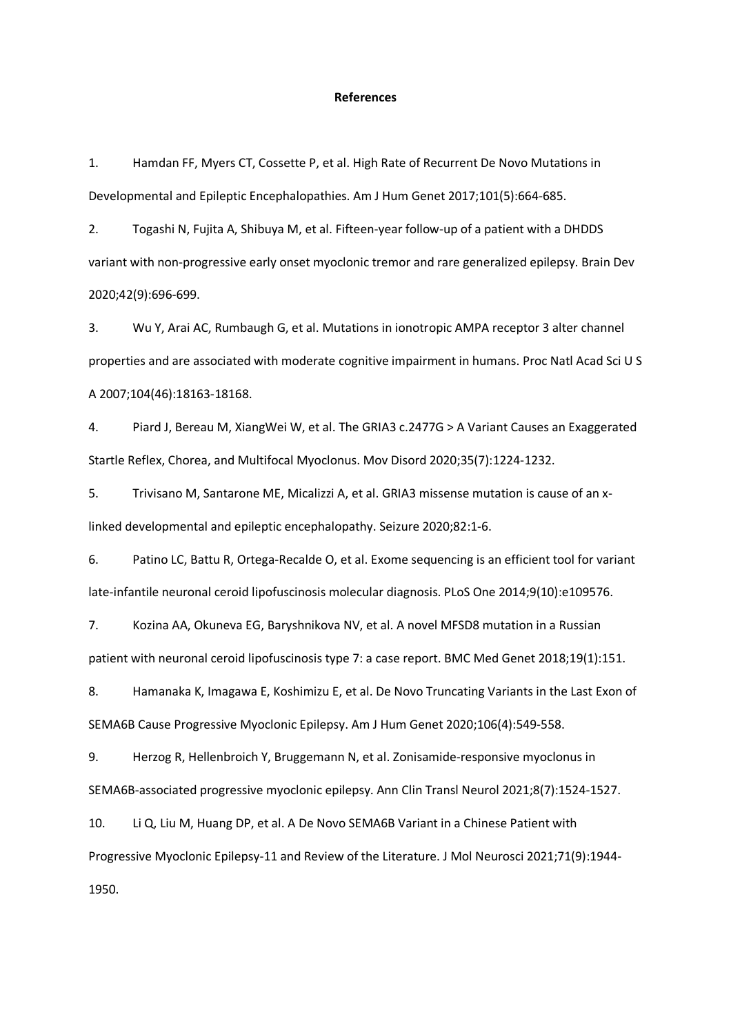**References**

1. Hamdan FF, Myers CT, Cossette P, et al. High Rate of Recurrent De Novo Mutations in Developmental and Epileptic Encephalopathies. Am J Hum Genet 2017;101(5):664-685.
2. Togashi N, Fujita A, Shibuya M, et al. Fifteen-year follow-up of a patient with a DHDDS variant with non-progressive early onset myoclonic tremor and rare generalized epilepsy. Brain Dev 2020;42(9):696-699.
3. Wu Y, Arai AC, Rumbaugh G, et al. Mutations in ionotropic AMPA receptor 3 alter channel properties and are associated with moderate cognitive impairment in humans. Proc Natl Acad Sci U S A 2007;104(46):18163-18168.
4. Piard J, Bereau M, XiangWei W, et al. The GRIA3 c.2477G > A Variant Causes an Exaggerated Startle Reflex, Chorea, and Multifocal Myoclonus. Mov Disord 2020;35(7):1224-1232.
5. Trivisano M, Santarone ME, Micalizzi A, et al. GRIA3 missense mutation is cause of an x-linked developmental and epileptic encephalopathy. Seizure 2020;82:1-6.
6. Patino LC, Battu R, Ortega-Recalde O, et al. Exome sequencing is an efficient tool for variant late-infantile neuronal ceroid lipofuscinosis molecular diagnosis. PLoS One 2014;9(10):e109576.
7. Kozina AA, Okuneva EG, Baryshnikova NV, et al. A novel MFSD8 mutation in a Russian patient with neuronal ceroid lipofuscinosis type 7: a case report. BMC Med Genet 2018;19(1):151.
8. Hamanaka K, Imagawa E, Koshimizu E, et al. De Novo Truncating Variants in the Last Exon of SEMA6B Cause Progressive Myoclonic Epilepsy. Am J Hum Genet 2020;106(4):549-558.
9. Herzog R, Hellenbroich Y, Bruggemann N, et al. Zonisamide-responsive myoclonus in SEMA6B-associated progressive myoclonic epilepsy. Ann Clin Transl Neurol 2021;8(7):1524-1527.
10. Li Q, Liu M, Huang DP, et al. A De Novo SEMA6B Variant in a Chinese Patient with Progressive Myoclonic Epilepsy-11 and Review of the Literature. J Mol Neurosci 2021;71(9):1944-1950.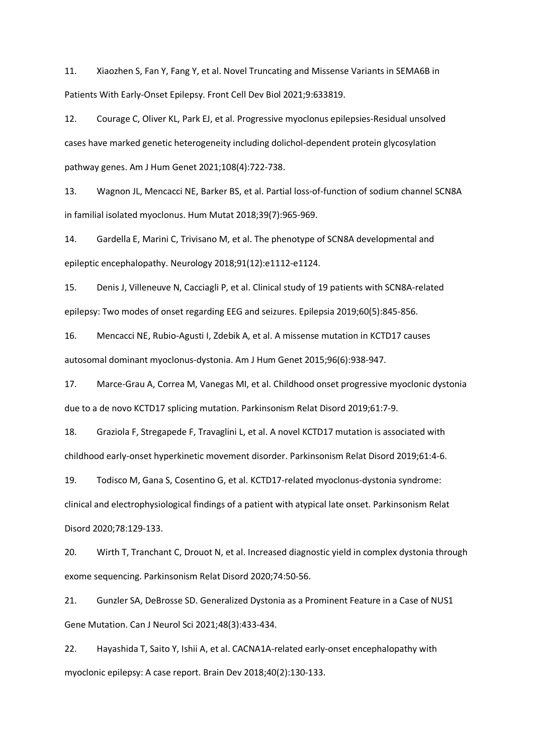11. Xiaozhen S, Fan Y, Fang Y, et al. Novel Truncating and Missense Variants in SEMA6B in Patients With Early-Onset Epilepsy. Front Cell Dev Biol 2021;9:633819.

12. Courage C, Oliver KL, Park EJ, et al. Progressive myoclonus epilepsies-Residual unsolved cases have marked genetic heterogeneity including dolichol-dependent protein glycosylation pathway genes. Am J Hum Genet 2021;108(4):722-738.

13. Wagnon JL, Mencacci NE, Barker BS, et al. Partial loss-of-function of sodium channel SCN8A in familial isolated myoclonus. Hum Mutat 2018;39(7):965-969.

14. Gardella E, Marini C, Trivisano M, et al. The phenotype of SCN8A developmental and epileptic encephalopathy. Neurology 2018;91(12):e1112-e1124.

15. Denis J, Villeneuve N, Cacciagli P, et al. Clinical study of 19 patients with SCN8A-related epilepsy: Two modes of onset regarding EEG and seizures. Epilepsia 2019;60(5):845-856.

16. Mencacci NE, Rubio-Agusti I, Zdebik A, et al. A missense mutation in KCTD17 causes autosomal dominant myoclonus-dystonia. Am J Hum Genet 2015;96(6):938-947.

17. Marce-Grau A, Correa M, Vanegas MI, et al. Childhood onset progressive myoclonic dystonia due to a de novo KCTD17 splicing mutation. Parkinsonism Relat Disord 2019;61:7-9.

18. Graziola F, Stregapede F, Travaglini L, et al. A novel KCTD17 mutation is associated with childhood early-onset hyperkinetic movement disorder. Parkinsonism Relat Disord 2019;61:4-6.

19. Todisco M, Gana S, Cosentino G, et al. KCTD17-related myoclonus-dystonia syndrome: clinical and electrophysiological findings of a patient with atypical late onset. Parkinsonism Relat Disord 2020;78:129-133.

20. Wirth T, Tranchant C, Drouot N, et al. Increased diagnostic yield in complex dystonia through exome sequencing. Parkinsonism Relat Disord 2020;74:50-56.

21. Gunzler SA, DeBrosse SD. Generalized Dystonia as a Prominent Feature in a Case of NUS1 Gene Mutation. Can J Neurol Sci 2021;48(3):433-434.

22. Hayashida T, Saito Y, Ishii A, et al. CACNA1A-related early-onset encephalopathy with myoclonic epilepsy: A case report. Brain Dev 2018;40(2):130-133.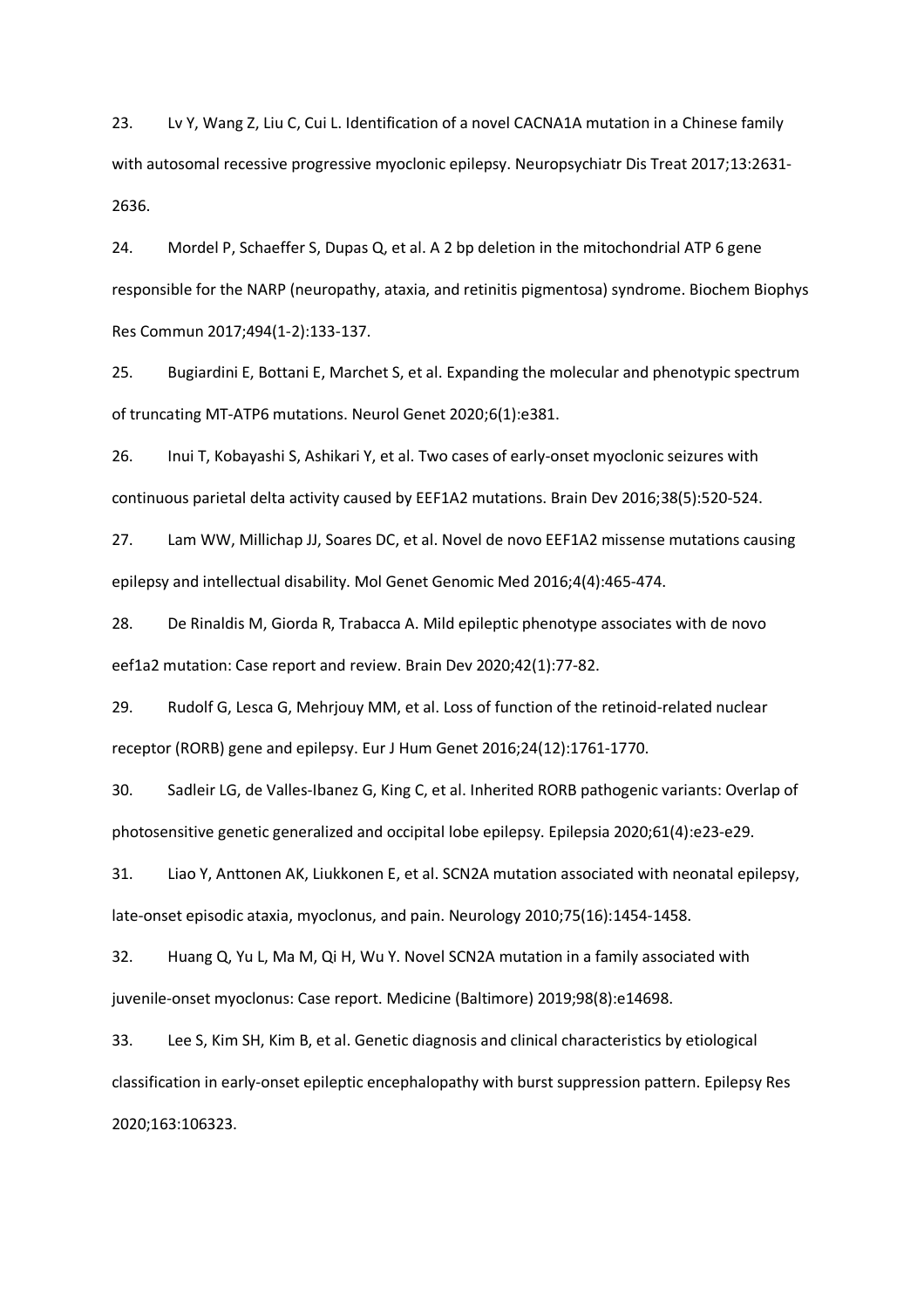23. Lv Y, Wang Z, Liu C, Cui L. Identification of a novel CACNA1A mutation in a Chinese family with autosomal recessive progressive myoclonic epilepsy. Neuropsychiatr Dis Treat 2017;13:2631-2636.

24. Mordel P, Schaeffer S, Dupas Q, et al. A 2 bp deletion in the mitochondrial ATP 6 gene responsible for the NARP (neuropathy, ataxia, and retinitis pigmentosa) syndrome. Biochem Biophys Res Commun 2017;494(1-2):133-137.

25. Bugiardini E, Bottani E, Marchet S, et al. Expanding the molecular and phenotypic spectrum of truncating MT-ATP6 mutations. Neurol Genet 2020;6(1):e381.

26. Inui T, Kobayashi S, Ashikari Y, et al. Two cases of early-onset myoclonic seizures with continuous parietal delta activity caused by EEF1A2 mutations. Brain Dev 2016;38(5):520-524.

27. Lam WW, Millichap JJ, Soares DC, et al. Novel de novo EEF1A2 missense mutations causing epilepsy and intellectual disability. Mol Genet Genomic Med 2016;4(4):465-474.

28. De Rinaldis M, Giorda R, Trabacca A. Mild epileptic phenotype associates with de novo eef1a2 mutation: Case report and review. Brain Dev 2020;42(1):77-82.

29. Rudolf G, Lesca G, Mehrjouy MM, et al. Loss of function of the retinoid-related nuclear receptor (RORB) gene and epilepsy. Eur J Hum Genet 2016;24(12):1761-1770.

30. Sadleir LG, de Valles-Ibanez G, King C, et al. Inherited RORB pathogenic variants: Overlap of photosensitive genetic generalized and occipital lobe epilepsy. Epilepsia 2020;61(4):e23-e29.

31. Liao Y, Anttonen AK, Liukkonen E, et al. SCN2A mutation associated with neonatal epilepsy, late-onset episodic ataxia, myoclonus, and pain. Neurology 2010;75(16):1454-1458.

32. Huang Q, Yu L, Ma M, Qi H, Wu Y. Novel SCN2A mutation in a family associated with juvenile-onset myoclonus: Case report. Medicine (Baltimore) 2019;98(8):e14698.

33. Lee S, Kim SH, Kim B, et al. Genetic diagnosis and clinical characteristics by etiological classification in early-onset epileptic encephalopathy with burst suppression pattern. Epilepsy Res 2020;163:106323.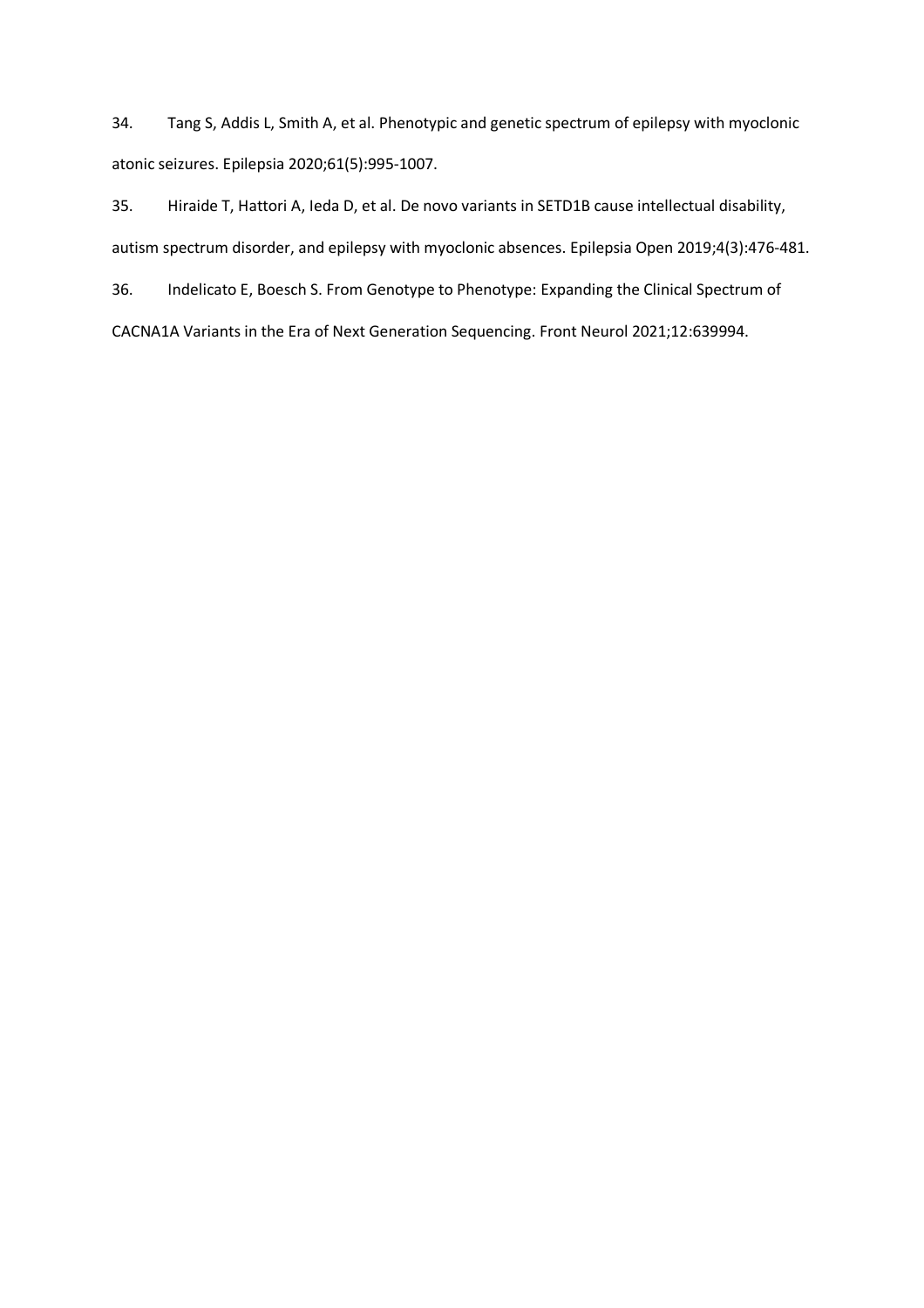34. Tang S, Addis L, Smith A, et al. Phenotypic and genetic spectrum of epilepsy with myoclonic atonic seizures. Epilepsia 2020;61(5):995-1007.

35. Hiraide T, Hattori A, Ieda D, et al. De novo variants in SETD1B cause intellectual disability, autism spectrum disorder, and epilepsy with myoclonic absences. Epilepsia Open 2019;4(3):476-481.

36. Indelicato E, Boesch S. From Genotype to Phenotype: Expanding the Clinical Spectrum of CACNA1A Variants in the Era of Next Generation Sequencing. Front Neurol 2021;12:639994.